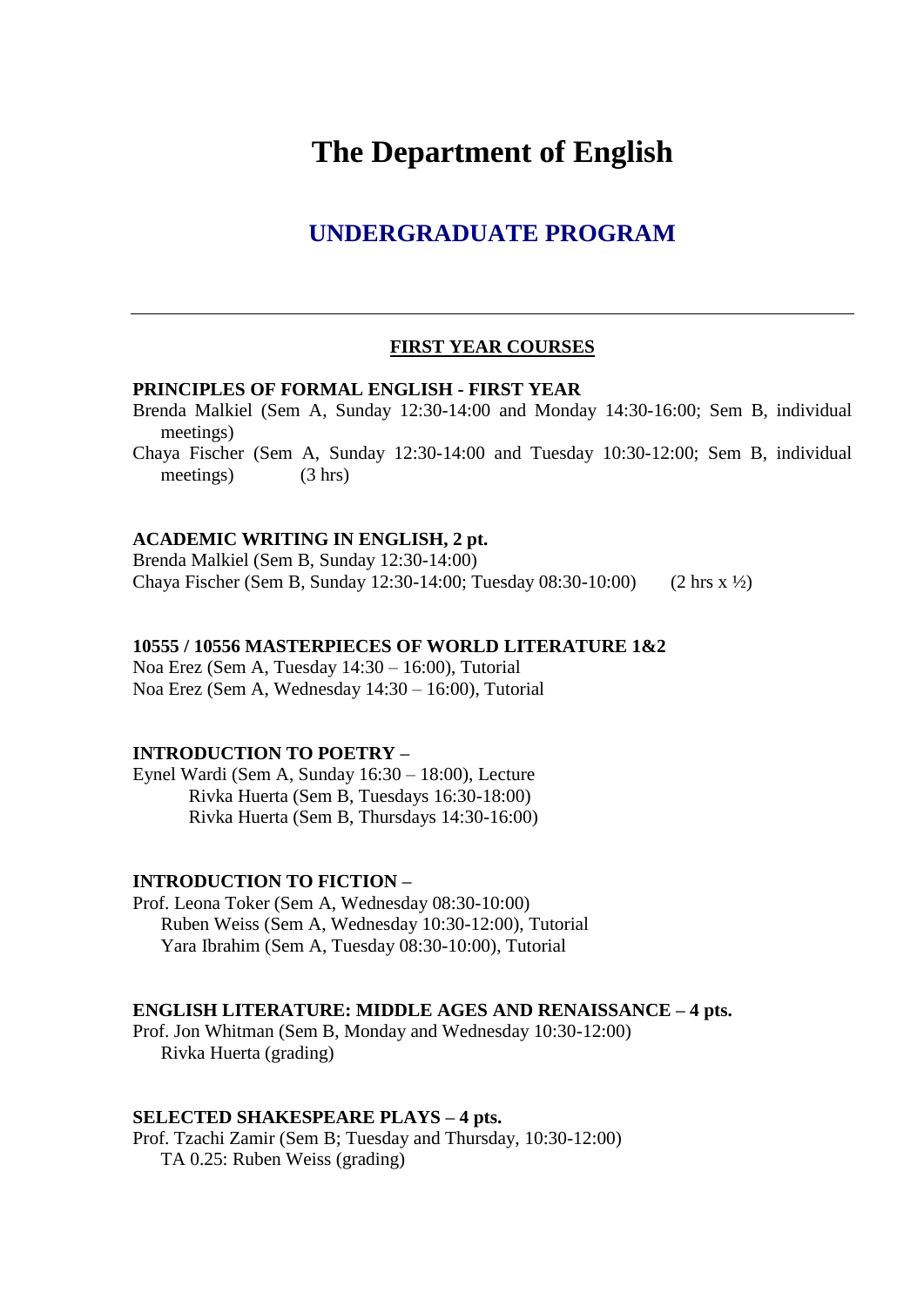# The Department of English

## UNDERGRADUATE PROGRAM

---

### FIRST YEAR COURSES

**PRINCIPLES OF FORMAL ENGLISH - FIRST YEAR**

Brenda Malkiel (Sem A, Sunday 12:30-14:00 and Monday 14:30-16:00; Sem B, individual meetings)

Chaya Fischer (Sem A, Sunday 12:30-14:00 and Tuesday 10:30-12:00; Sem B, individual meetings) (3 hrs)

**ACADEMIC WRITING IN ENGLISH, 2 pt.**

Brenda Malkiel (Sem B, Sunday 12:30-14:00)

Chaya Fischer (Sem B, Sunday 12:30-14:00; Tuesday 08:30-10:00) (2 hrs x ½)

**10555 / 10556 MASTERPIECES OF WORLD LITERATURE 1&2**

Noa Erez (Sem A, Tuesday 14:30 – 16:00), Tutorial

Noa Erez (Sem A, Wednesday 14:30 – 16:00), Tutorial

**INTRODUCTION TO POETRY –**

Eynel Wardi (Sem A, Sunday 16:30 – 18:00), Lecture

Rivka Huerta (Sem B, Tuesdays 16:30-18:00)

Rivka Huerta (Sem B, Thursdays 14:30-16:00)

**INTRODUCTION TO FICTION –**

Prof. Leona Toker (Sem A, Wednesday 08:30-10:00)

Ruben Weiss (Sem A, Wednesday 10:30-12:00), Tutorial

Yara Ibrahim (Sem A, Tuesday 08:30-10:00), Tutorial

**ENGLISH LITERATURE: MIDDLE AGES AND RENAISSANCE – 4 pts.**

Prof. Jon Whitman (Sem B, Monday and Wednesday 10:30-12:00)

Rivka Huerta (grading)

**SELECTED SHAKESPEARE PLAYS – 4 pts.**

Prof. Tzachi Zamir (Sem B; Tuesday and Thursday, 10:30-12:00)

TA 0.25: Ruben Weiss (grading)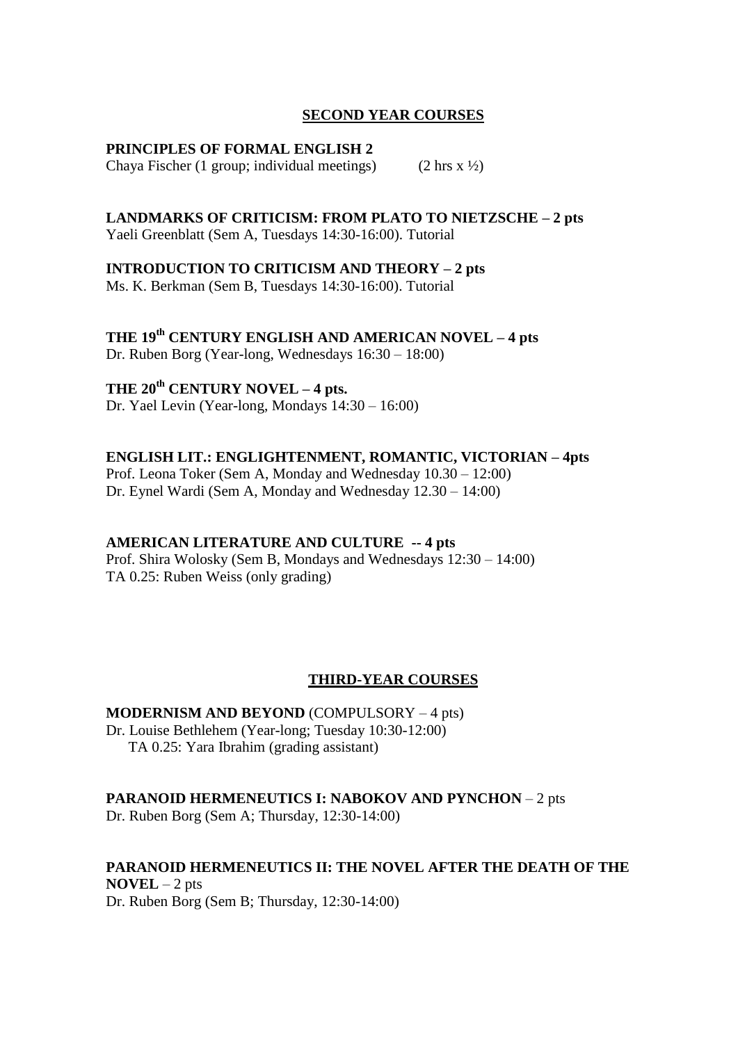## SECOND YEAR COURSES

**PRINCIPLES OF FORMAL ENGLISH 2**
Chaya Fischer (1 group; individual meetings) (2 hrs x ½)

**LANDMARKS OF CRITICISM: FROM PLATO TO NIETZSCHE – 2 pts**
Yaeli Greenblatt (Sem A, Tuesdays 14:30-16:00). Tutorial

**INTRODUCTION TO CRITICISM AND THEORY – 2 pts**
Ms. K. Berkman (Sem B, Tuesdays 14:30-16:00). Tutorial

**THE 19th CENTURY ENGLISH AND AMERICAN NOVEL – 4 pts**
Dr. Ruben Borg (Year-long, Wednesdays 16:30 – 18:00)

**THE 20th CENTURY NOVEL – 4 pts.**
Dr. Yael Levin (Year-long, Mondays 14:30 – 16:00)

**ENGLISH LIT.: ENGLIGHTENMENT, ROMANTIC, VICTORIAN – 4pts**
Prof. Leona Toker (Sem A, Monday and Wednesday 10.30 – 12:00)
Dr. Eynel Wardi (Sem A, Monday and Wednesday 12.30 – 14:00)

**AMERICAN LITERATURE AND CULTURE -- 4 pts**
Prof. Shira Wolosky (Sem B, Mondays and Wednesdays 12:30 – 14:00)
TA 0.25: Ruben Weiss (only grading)

## THIRD-YEAR COURSES

**MODERNISM AND BEYOND** (COMPULSORY – 4 pts)
Dr. Louise Bethlehem (Year-long; Tuesday 10:30-12:00)
TA 0.25: Yara Ibrahim (grading assistant)

**PARANOID HERMENEUTICS I: NABOKOV AND PYNCHON** – 2 pts
Dr. Ruben Borg (Sem A; Thursday, 12:30-14:00)

**PARANOID HERMENEUTICS II: THE NOVEL AFTER THE DEATH OF THE NOVEL** – 2 pts
Dr. Ruben Borg (Sem B; Thursday, 12:30-14:00)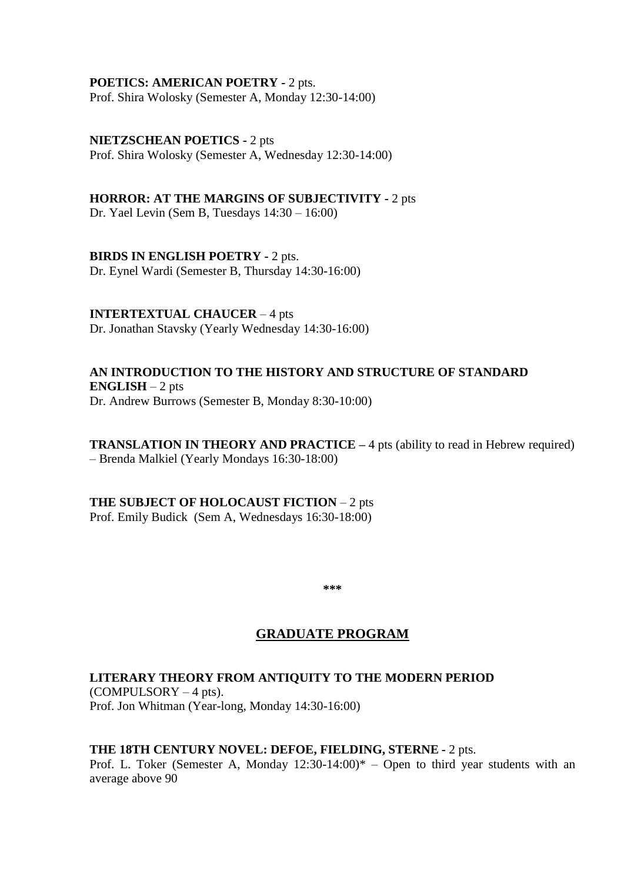**POETICS: AMERICAN POETRY -** 2 pts.
Prof. Shira Wolosky (Semester A, Monday 12:30-14:00)

**NIETZSCHEAN POETICS -** 2 pts
Prof. Shira Wolosky (Semester A, Wednesday 12:30-14:00)

**HORROR: AT THE MARGINS OF SUBJECTIVITY -** 2 pts
Dr. Yael Levin (Sem B, Tuesdays 14:30 – 16:00)

**BIRDS IN ENGLISH POETRY -** 2 pts.
Dr. Eynel Wardi (Semester B, Thursday 14:30-16:00)

**INTERTEXTUAL CHAUCER** – 4 pts
Dr. Jonathan Stavsky (Yearly Wednesday 14:30-16:00)

**AN INTRODUCTION TO THE HISTORY AND STRUCTURE OF STANDARD ENGLISH** – 2 pts
Dr. Andrew Burrows (Semester B, Monday 8:30-10:00)

**TRANSLATION IN THEORY AND PRACTICE –** 4 pts (ability to read in Hebrew required) – Brenda Malkiel (Yearly Mondays 16:30-18:00)

**THE SUBJECT OF HOLOCAUST FICTION** – 2 pts
Prof. Emily Budick (Sem A, Wednesdays 16:30-18:00)

***

## GRADUATE PROGRAM

**LITERARY THEORY FROM ANTIQUITY TO THE MODERN PERIOD** (COMPULSORY – 4 pts).
Prof. Jon Whitman (Year-long, Monday 14:30-16:00)

**THE 18TH CENTURY NOVEL: DEFOE, FIELDING, STERNE -** 2 pts.
Prof. L. Toker (Semester A, Monday 12:30-14:00)* – Open to third year students with an average above 90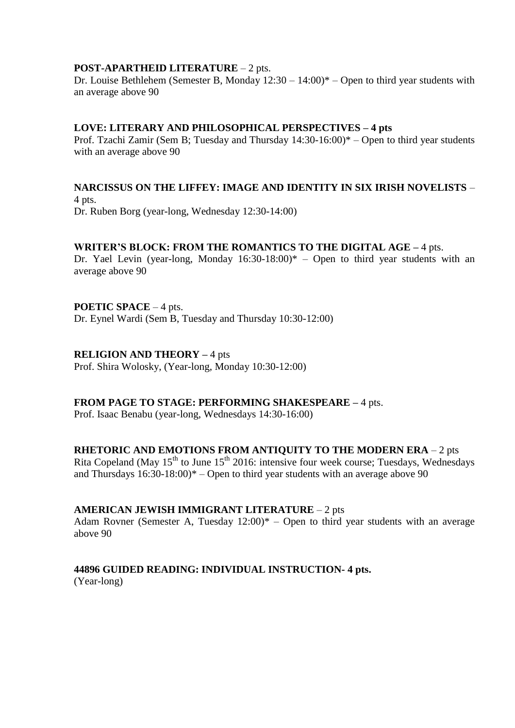**POST-APARTHEID LITERATURE** – 2 pts.
Dr. Louise Bethlehem (Semester B, Monday 12:30 – 14:00)* – Open to third year students with an average above 90

**LOVE: LITERARY AND PHILOSOPHICAL PERSPECTIVES – 4 pts**
Prof. Tzachi Zamir (Sem B; Tuesday and Thursday 14:30-16:00)* – Open to third year students with an average above 90

**NARCISSUS ON THE LIFFEY: IMAGE AND IDENTITY IN SIX IRISH NOVELISTS** – 4 pts.
Dr. Ruben Borg (year-long, Wednesday 12:30-14:00)

**WRITER'S BLOCK: FROM THE ROMANTICS TO THE DIGITAL AGE –** 4 pts.
Dr. Yael Levin (year-long, Monday 16:30-18:00)* – Open to third year students with an average above 90

**POETIC SPACE** – 4 pts.
Dr. Eynel Wardi (Sem B, Tuesday and Thursday 10:30-12:00)

**RELIGION AND THEORY –** 4 pts
Prof. Shira Wolosky, (Year-long, Monday 10:30-12:00)

**FROM PAGE TO STAGE: PERFORMING SHAKESPEARE –** 4 pts.
Prof. Isaac Benabu (year-long, Wednesdays 14:30-16:00)

**RHETORIC AND EMOTIONS FROM ANTIQUITY TO THE MODERN ERA** – 2 pts
Rita Copeland (May 15th to June 15th 2016: intensive four week course; Tuesdays, Wednesdays and Thursdays 16:30-18:00)* – Open to third year students with an average above 90

**AMERICAN JEWISH IMMIGRANT LITERATURE** – 2 pts
Adam Rovner (Semester A, Tuesday 12:00)* – Open to third year students with an average above 90

**44896 GUIDED READING: INDIVIDUAL INSTRUCTION- 4 pts.**
(Year-long)